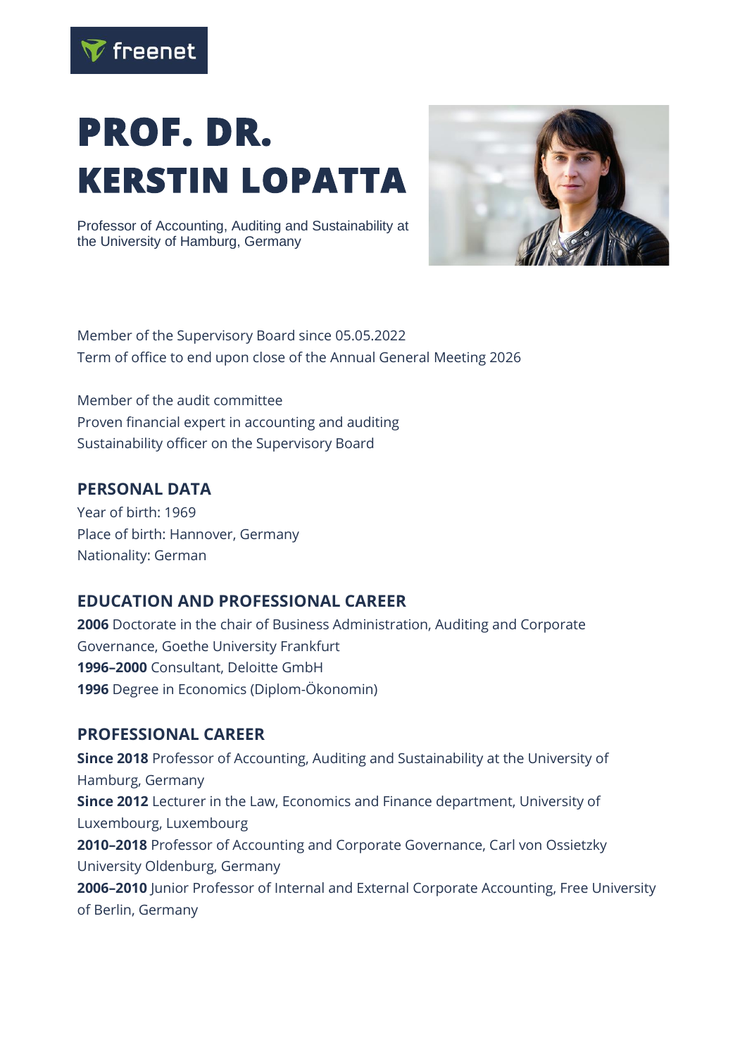freenet

# PROF. DR. KERSTIN LOPATTA

Professor of Accounting, Auditing and Sustainability at the University of Hamburg, Germany

Member of the Supervisory Board since 05.05.2022
Term of office to end upon close of the Annual General Meeting 2026

Member of the audit committee
Proven financial expert in accounting and auditing
Sustainability officer on the Supervisory Board

## PERSONAL DATA

Year of birth: 1969
Place of birth: Hannover, Germany
Nationality: German

## EDUCATION AND PROFESSIONAL CAREER

**2006** Doctorate in the chair of Business Administration, Auditing and Corporate Governance, Goethe University Frankfurt
**1996–2000** Consultant, Deloitte GmbH
**1996** Degree in Economics (Diplom-Ökonomin)

## PROFESSIONAL CAREER

**Since 2018** Professor of Accounting, Auditing and Sustainability at the University of Hamburg, Germany
**Since 2012** Lecturer in the Law, Economics and Finance department, University of Luxembourg, Luxembourg
**2010–2018** Professor of Accounting and Corporate Governance, Carl von Ossietzky University Oldenburg, Germany
**2006–2010** Junior Professor of Internal and External Corporate Accounting, Free University of Berlin, Germany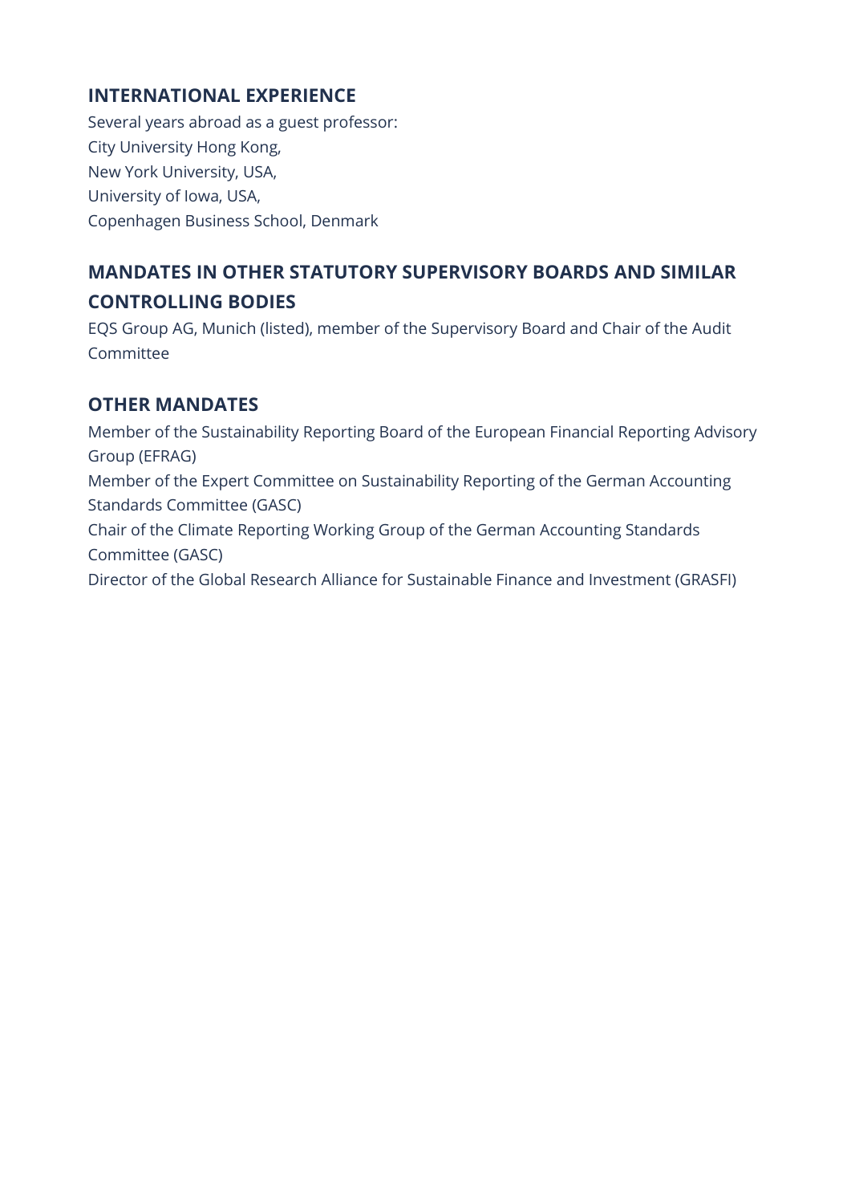## INTERNATIONAL EXPERIENCE

Several years abroad as a guest professor:
City University Hong Kong,
New York University, USA,
University of Iowa, USA,
Copenhagen Business School, Denmark

## MANDATES IN OTHER STATUTORY SUPERVISORY BOARDS AND SIMILAR CONTROLLING BODIES

EQS Group AG, Munich (listed), member of the Supervisory Board and Chair of the Audit Committee

## OTHER MANDATES

Member of the Sustainability Reporting Board of the European Financial Reporting Advisory Group (EFRAG)
Member of the Expert Committee on Sustainability Reporting of the German Accounting Standards Committee (GASC)
Chair of the Climate Reporting Working Group of the German Accounting Standards Committee (GASC)
Director of the Global Research Alliance for Sustainable Finance and Investment (GRASFI)